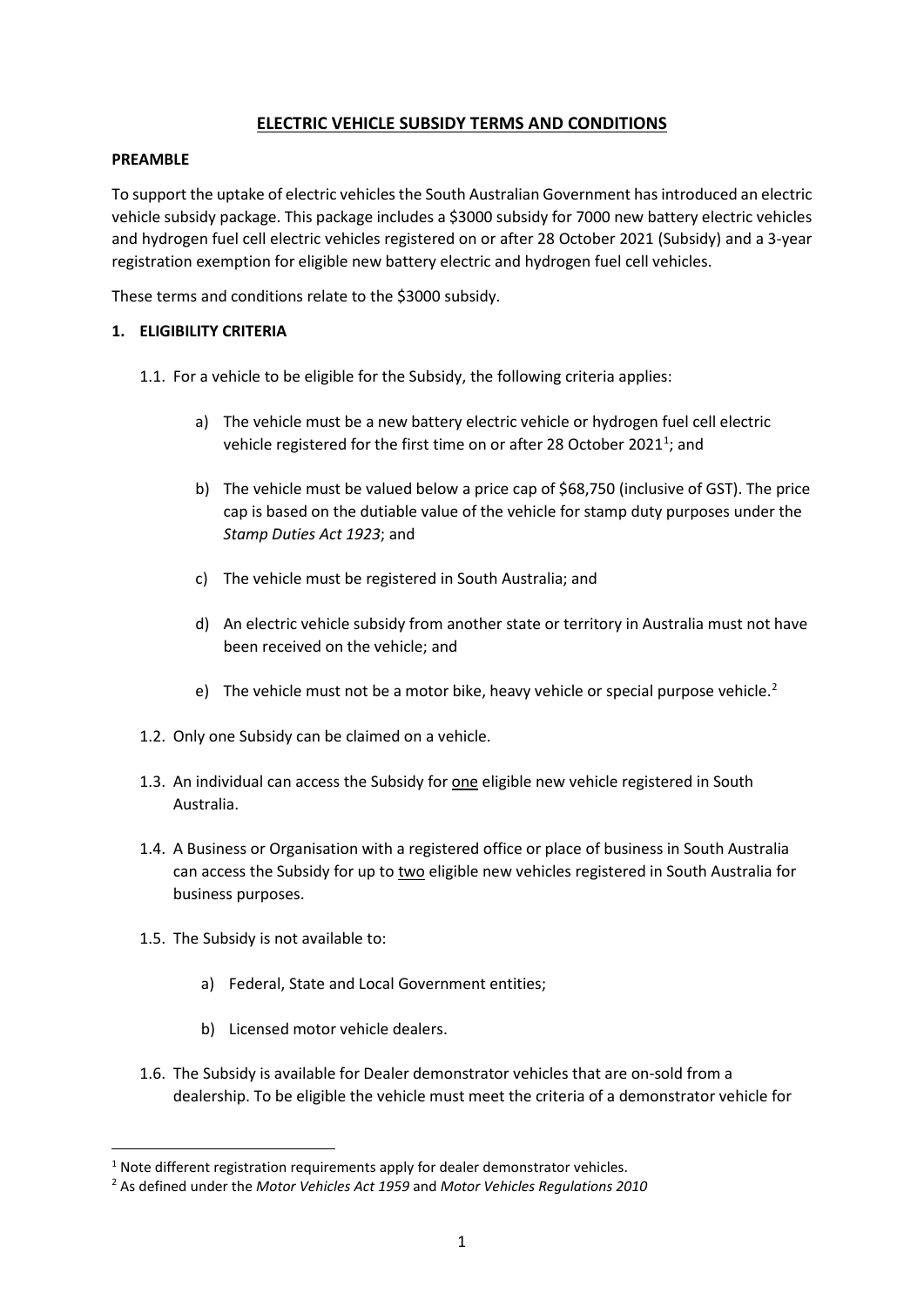# ELECTRIC VEHICLE SUBSIDY TERMS AND CONDITIONS

**PREAMBLE**

To support the uptake of electric vehicles the South Australian Government has introduced an electric vehicle subsidy package. This package includes a $3000 subsidy for 7000 new battery electric vehicles and hydrogen fuel cell electric vehicles registered on or after 28 October 2021 (Subsidy) and a 3-year registration exemption for eligible new battery electric and hydrogen fuel cell vehicles.

These terms and conditions relate to the $3000 subsidy.

## 1. ELIGIBILITY CRITERIA

1.1. For a vehicle to be eligible for the Subsidy, the following criteria applies:

a) The vehicle must be a new battery electric vehicle or hydrogen fuel cell electric vehicle registered for the first time on or after 28 October 2021[1]; and

b) The vehicle must be valued below a price cap of $68,750 (inclusive of GST). The price cap is based on the dutiable value of the vehicle for stamp duty purposes under the *Stamp Duties Act 1923*; and

c) The vehicle must be registered in South Australia; and

d) An electric vehicle subsidy from another state or territory in Australia must not have been received on the vehicle; and

e) The vehicle must not be a motor bike, heavy vehicle or special purpose vehicle.[2]

1.2. Only one Subsidy can be claimed on a vehicle.

1.3. An individual can access the Subsidy for <u>one</u> eligible new vehicle registered in South Australia.

1.4. A Business or Organisation with a registered office or place of business in South Australia can access the Subsidy for up to <u>two</u> eligible new vehicles registered in South Australia for business purposes.

1.5. The Subsidy is not available to:

a) Federal, State and Local Government entities;

b) Licensed motor vehicle dealers.

1.6. The Subsidy is available for Dealer demonstrator vehicles that are on-sold from a dealership. To be eligible the vehicle must meet the criteria of a demonstrator vehicle for

---

[1] Note different registration requirements apply for dealer demonstrator vehicles.

[2] As defined under the *Motor Vehicles Act 1959* and *Motor Vehicles Regulations 2010*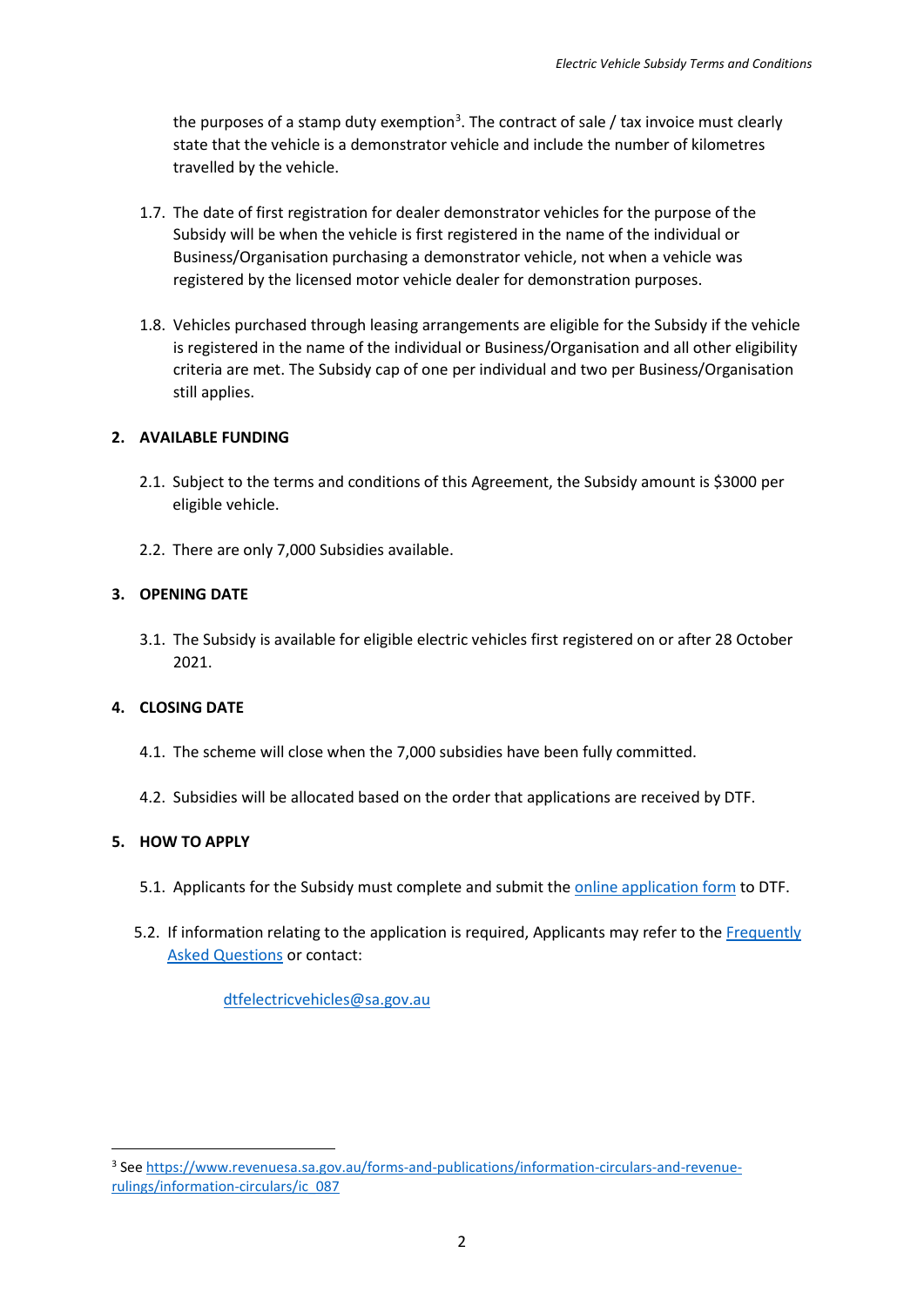the purposes of a stamp duty exemption[3]. The contract of sale / tax invoice must clearly state that the vehicle is a demonstrator vehicle and include the number of kilometres travelled by the vehicle.

1.7. The date of first registration for dealer demonstrator vehicles for the purpose of the Subsidy will be when the vehicle is first registered in the name of the individual or Business/Organisation purchasing a demonstrator vehicle, not when a vehicle was registered by the licensed motor vehicle dealer for demonstration purposes.

1.8. Vehicles purchased through leasing arrangements are eligible for the Subsidy if the vehicle is registered in the name of the individual or Business/Organisation and all other eligibility criteria are met. The Subsidy cap of one per individual and two per Business/Organisation still applies.

## 2. AVAILABLE FUNDING

2.1. Subject to the terms and conditions of this Agreement, the Subsidy amount is $3000 per eligible vehicle.

2.2. There are only 7,000 Subsidies available.

## 3. OPENING DATE

3.1. The Subsidy is available for eligible electric vehicles first registered on or after 28 October 2021.

## 4. CLOSING DATE

4.1. The scheme will close when the 7,000 subsidies have been fully committed.

4.2. Subsidies will be allocated based on the order that applications are received by DTF.

## 5. HOW TO APPLY

5.1. Applicants for the Subsidy must complete and submit the [online application form] to DTF.

5.2. If information relating to the application is required, Applicants may refer to the [Frequently Asked Questions] or contact:

dtfelectricvehicles@sa.gov.au

---

[3] See https://www.revenuesa.sa.gov.au/forms-and-publications/information-circulars-and-revenue-rulings/information-circulars/ic_087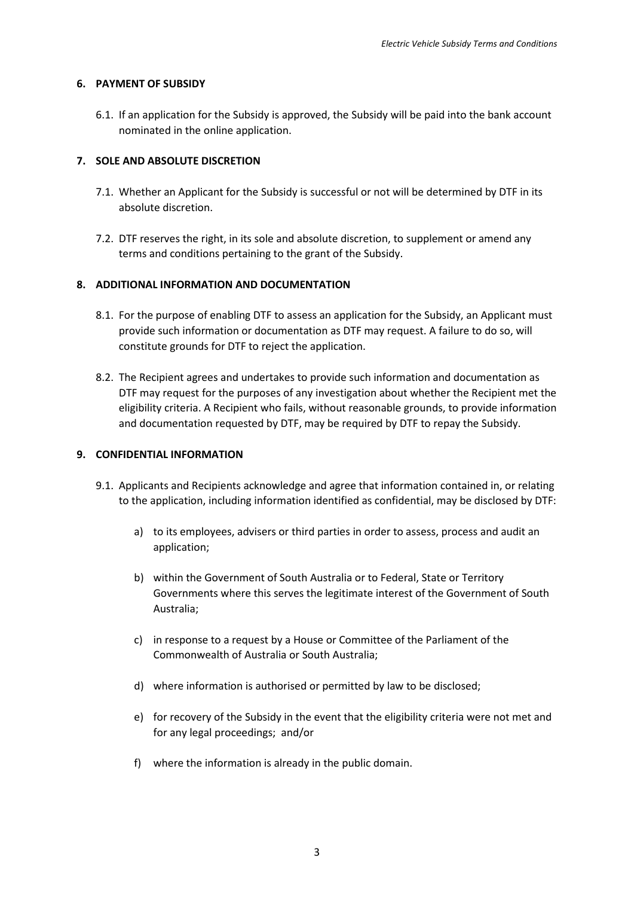## 6. PAYMENT OF SUBSIDY

6.1. If an application for the Subsidy is approved, the Subsidy will be paid into the bank account nominated in the online application.

## 7. SOLE AND ABSOLUTE DISCRETION

7.1. Whether an Applicant for the Subsidy is successful or not will be determined by DTF in its absolute discretion.

7.2. DTF reserves the right, in its sole and absolute discretion, to supplement or amend any terms and conditions pertaining to the grant of the Subsidy.

## 8. ADDITIONAL INFORMATION AND DOCUMENTATION

8.1. For the purpose of enabling DTF to assess an application for the Subsidy, an Applicant must provide such information or documentation as DTF may request. A failure to do so, will constitute grounds for DTF to reject the application.

8.2. The Recipient agrees and undertakes to provide such information and documentation as DTF may request for the purposes of any investigation about whether the Recipient met the eligibility criteria. A Recipient who fails, without reasonable grounds, to provide information and documentation requested by DTF, may be required by DTF to repay the Subsidy.

## 9. CONFIDENTIAL INFORMATION

9.1. Applicants and Recipients acknowledge and agree that information contained in, or relating to the application, including information identified as confidential, may be disclosed by DTF:

a) to its employees, advisers or third parties in order to assess, process and audit an application;

b) within the Government of South Australia or to Federal, State or Territory Governments where this serves the legitimate interest of the Government of South Australia;

c) in response to a request by a House or Committee of the Parliament of the Commonwealth of Australia or South Australia;

d) where information is authorised or permitted by law to be disclosed;

e) for recovery of the Subsidy in the event that the eligibility criteria were not met and for any legal proceedings; and/or

f) where the information is already in the public domain.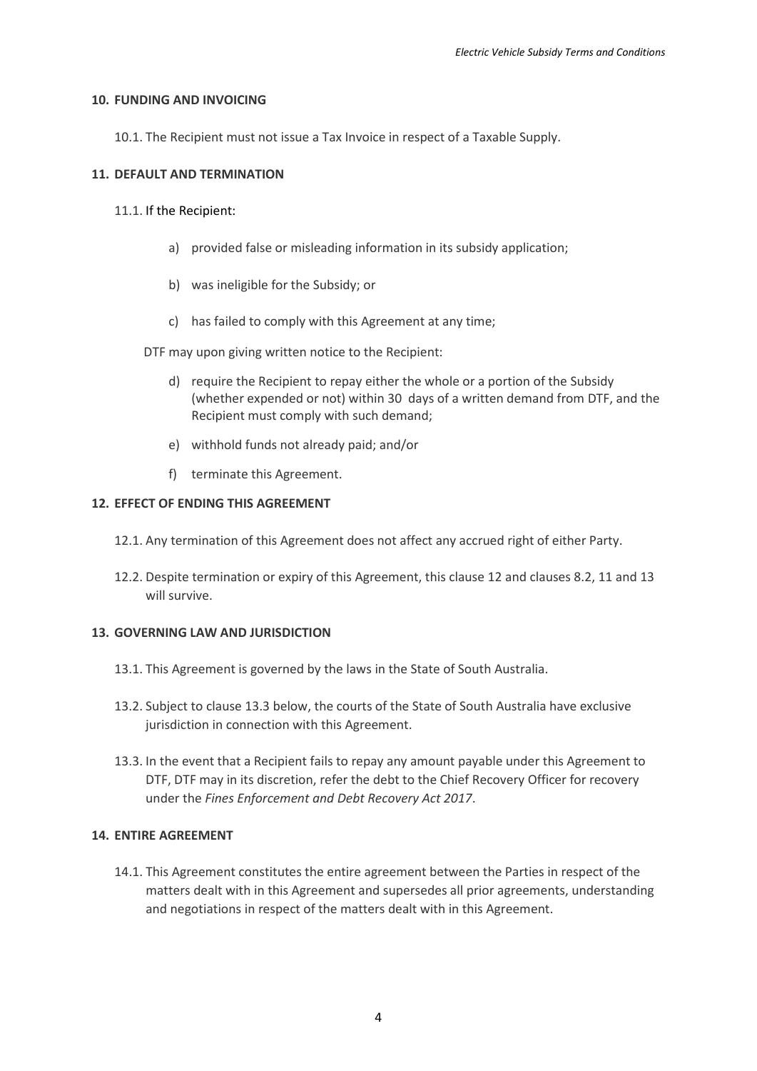## 10. FUNDING AND INVOICING

10.1. The Recipient must not issue a Tax Invoice in respect of a Taxable Supply.

## 11. DEFAULT AND TERMINATION

11.1. If the Recipient:

a) provided false or misleading information in its subsidy application;

b) was ineligible for the Subsidy; or

c) has failed to comply with this Agreement at any time;

DTF may upon giving written notice to the Recipient:

d) require the Recipient to repay either the whole or a portion of the Subsidy (whether expended or not) within 30 days of a written demand from DTF, and the Recipient must comply with such demand;

e) withhold funds not already paid; and/or

f) terminate this Agreement.

## 12. EFFECT OF ENDING THIS AGREEMENT

12.1. Any termination of this Agreement does not affect any accrued right of either Party.

12.2. Despite termination or expiry of this Agreement, this clause 12 and clauses 8.2, 11 and 13 will survive.

## 13. GOVERNING LAW AND JURISDICTION

13.1. This Agreement is governed by the laws in the State of South Australia.

13.2. Subject to clause 13.3 below, the courts of the State of South Australia have exclusive jurisdiction in connection with this Agreement.

13.3. In the event that a Recipient fails to repay any amount payable under this Agreement to DTF, DTF may in its discretion, refer the debt to the Chief Recovery Officer for recovery under the *Fines Enforcement and Debt Recovery Act 2017*.

## 14. ENTIRE AGREEMENT

14.1. This Agreement constitutes the entire agreement between the Parties in respect of the matters dealt with in this Agreement and supersedes all prior agreements, understanding and negotiations in respect of the matters dealt with in this Agreement.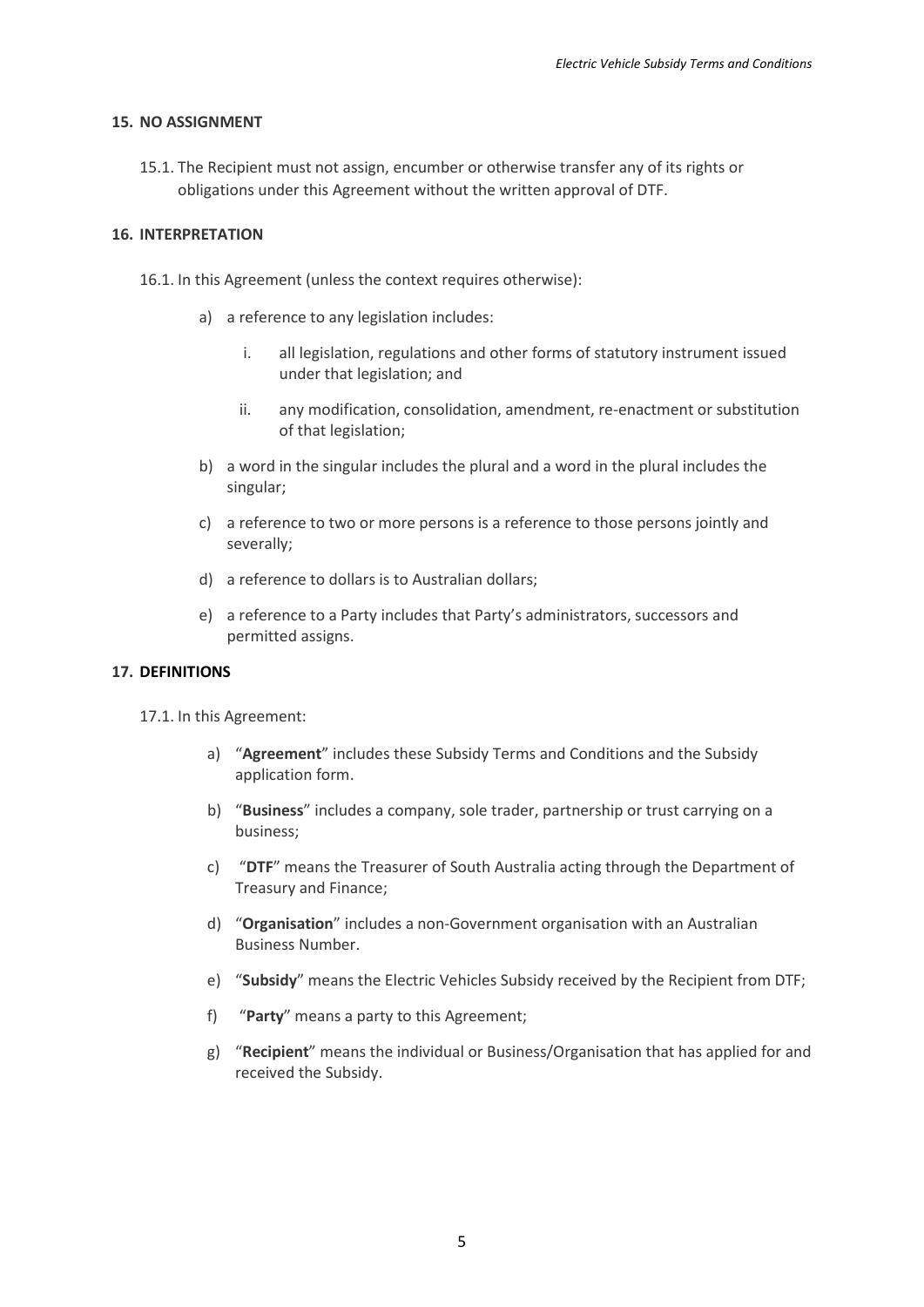## 15. NO ASSIGNMENT

15.1. The Recipient must not assign, encumber or otherwise transfer any of its rights or obligations under this Agreement without the written approval of DTF.

## 16. INTERPRETATION

16.1. In this Agreement (unless the context requires otherwise):

a) a reference to any legislation includes:

   i. all legislation, regulations and other forms of statutory instrument issued under that legislation; and

   ii. any modification, consolidation, amendment, re-enactment or substitution of that legislation;

b) a word in the singular includes the plural and a word in the plural includes the singular;

c) a reference to two or more persons is a reference to those persons jointly and severally;

d) a reference to dollars is to Australian dollars;

e) a reference to a Party includes that Party's administrators, successors and permitted assigns.

## 17. DEFINITIONS

17.1. In this Agreement:

a) "**Agreement**" includes these Subsidy Terms and Conditions and the Subsidy application form.

b) "**Business**" includes a company, sole trader, partnership or trust carrying on a business;

c) "**DTF**" means the Treasurer of South Australia acting through the Department of Treasury and Finance;

d) "**Organisation**" includes a non-Government organisation with an Australian Business Number.

e) "**Subsidy**" means the Electric Vehicles Subsidy received by the Recipient from DTF;

f) "**Party**" means a party to this Agreement;

g) "**Recipient**" means the individual or Business/Organisation that has applied for and received the Subsidy.